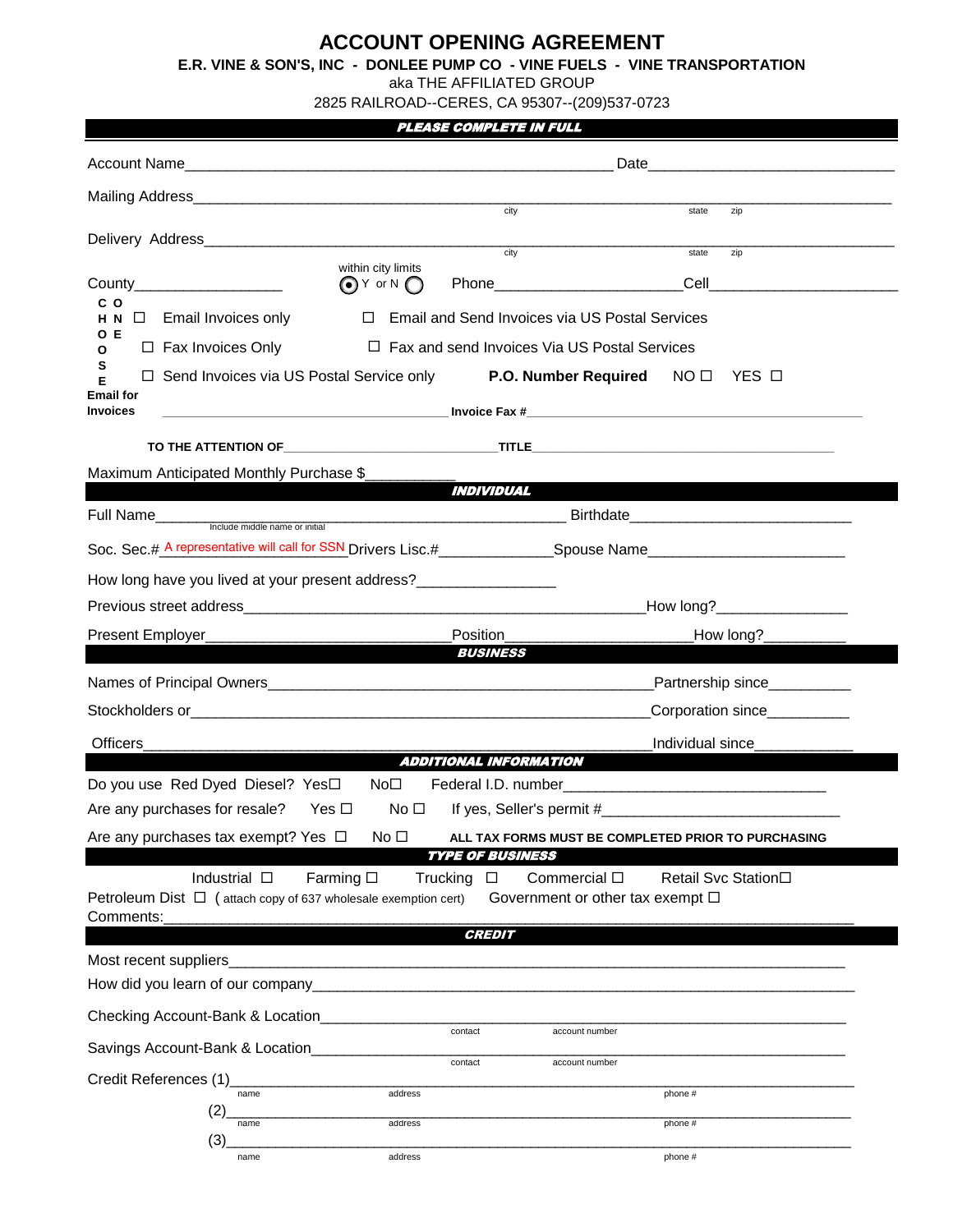# ACCOUNT OPENING AGREEMENT

**E.R. VINE & SON'S, INC - DONLEE PUMP CO - VINE FUELS - VINE TRANSPORTATION**

aka THE AFFILIATED GROUP

2825 RAILROAD--CERES, CA 95307--(209)537-0723

***PLEASE COMPLETE IN FULL***

Account Name_____________________________________________________ Date______________________________

Mailing Address_______________________________________________________________________________________
city state zip

Delivery Address______________________________________________________________________________________
city state zip

County__________________ within city limits ◉ Y or N ○ Phone______________________ Cell______________________

CHOOSE ONE

☐ Email Invoices only ☐ Email and Send Invoices via US Postal Services

☐ Fax Invoices Only ☐ Fax and send Invoices Via US Postal Services

☐ Send Invoices via US Postal Service only **P.O. Number Required** NO ☐ YES ☐

**Email for Invoices** ____________________________________ **Invoice Fax #**__________________________________________

**TO THE ATTENTION OF**____________________________ **TITLE**_________________________________________

Maximum Anticipated Monthly Purchase $___________

***INDIVIDUAL***

Full Name_________________________________________________ Birthdate___________________________
Include middle name or initial

Soc. Sec.# A representative will call for SSN Drivers Lisc.#______________ Spouse Name________________________

How long have you lived at your present address?________________

Previous street address__________________________________________________ How long?________________

Present Employer______________________________ Position______________________ How long?__________

***BUSINESS***

Names of Principal Owners_______________________________________________ Partnership since__________

Stockholders or_________________________________________________________ Corporation since__________

Officers_______________________________________________________________ Individual since____________

***ADDITIONAL INFORMATION***

Do you use Red Dyed Diesel? Yes☐ No☐ Federal I.D. number________________________________

Are any purchases for resale? Yes ☐ No ☐ If yes, Seller's permit #_____________________________

Are any purchases tax exempt? Yes ☐ No ☐ **ALL TAX FORMS MUST BE COMPLETED PRIOR TO PURCHASING**

***TYPE OF BUSINESS***

Industrial ☐ Farming ☐ Trucking ☐ Commercial ☐ Retail Svc Station☐

Petroleum Dist ☐ ( attach copy of 637 wholesale exemption cert) Government or other tax exempt ☐

Comments:_______________________________________________________________________________________

***CREDIT***

Most recent suppliers____________________________________________________________________________

How did you learn of our company_________________________________________________________________

Checking Account-Bank & Location______________________________________________________________
contact account number

Savings Account-Bank & Location_______________________________________________________________
contact account number

Credit References (1)____________________________________________________________________________
name address phone #

(2)____________________________________________________________________________
name address phone #

(3)____________________________________________________________________________
name address phone #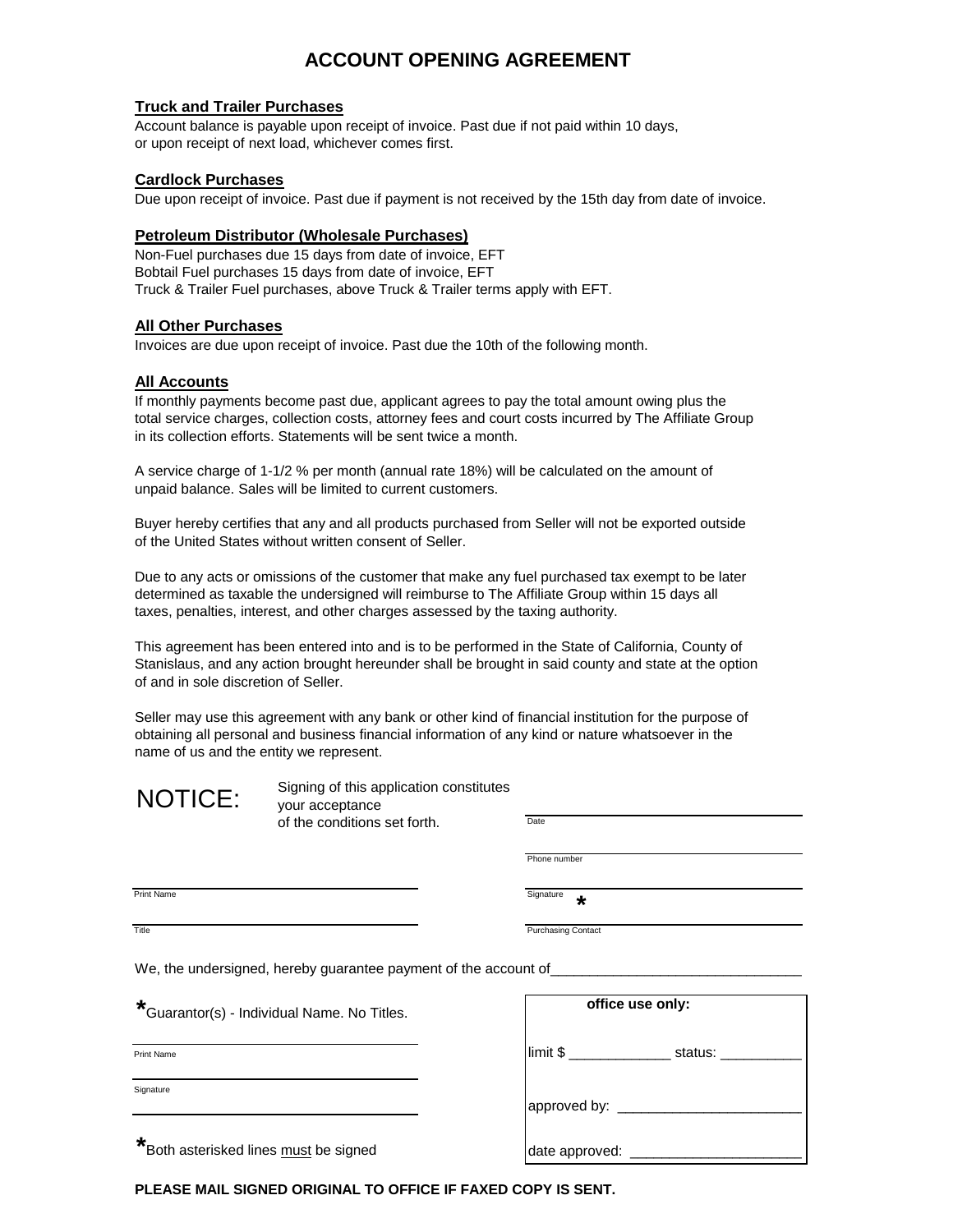# ACCOUNT OPENING AGREEMENT

**Truck and Trailer Purchases**

Account balance is payable upon receipt of invoice. Past due if not paid within 10 days, or upon receipt of next load, whichever comes first.

**Cardlock Purchases**

Due upon receipt of invoice. Past due if payment is not received by the 15th day from date of invoice.

**Petroleum Distributor (Wholesale Purchases)**

Non-Fuel purchases due 15 days from date of invoice, EFT
Bobtail Fuel purchases 15 days from date of invoice, EFT
Truck & Trailer Fuel purchases, above Truck & Trailer terms apply with EFT.

**All Other Purchases**

Invoices are due upon receipt of invoice. Past due the 10th of the following month.

**All Accounts**

If monthly payments become past due, applicant agrees to pay the total amount owing plus the total service charges, collection costs, attorney fees and court costs incurred by The Affiliate Group in its collection efforts. Statements will be sent twice a month.

A service charge of 1-1/2 % per month (annual rate 18%) will be calculated on the amount of unpaid balance. Sales will be limited to current customers.

Buyer hereby certifies that any and all products purchased from Seller will not be exported outside of the United States without written consent of Seller.

Due to any acts or omissions of the customer that make any fuel purchased tax exempt to be later determined as taxable the undersigned will reimburse to The Affiliate Group within 15 days all taxes, penalties, interest, and other charges assessed by the taxing authority.

This agreement has been entered into and is to be performed in the State of California, County of Stanislaus, and any action brought hereunder shall be brought in said county and state at the option of and in sole discretion of Seller.

Seller may use this agreement with any bank or other kind of financial institution for the purpose of obtaining all personal and business financial information of any kind or nature whatsoever in the name of us and the entity we represent.

NOTICE: Signing of this application constitutes your acceptance of the conditions set forth.

Date ______________________

Phone number ______________________

Print Name ______________________ Signature * ______________________

Title ______________________ Purchasing Contact ______________________

We, the undersigned, hereby guarantee payment of the account of________________________________

*Guarantor(s) - Individual Name. No Titles.

Print Name ______________________

Signature ______________________

*Both asterisked lines must be signed

| office use only: |
|---|
| limit $ _____________ status: __________ |
| approved by: _______________________ |
| date approved: _____________________ |

**PLEASE MAIL SIGNED ORIGINAL TO OFFICE IF FAXED COPY IS SENT.**